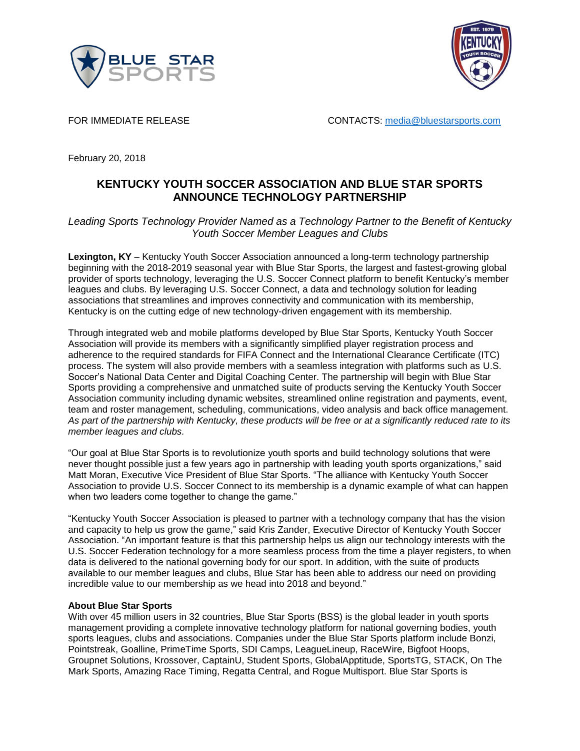FOR IMMEDIATE RELEASE

CONTACTS: media@bluestarsports.com

February 20, 2018

# KENTUCKY YOUTH SOCCER ASSOCIATION AND BLUE STAR SPORTS ANNOUNCE TECHNOLOGY PARTNERSHIP

*Leading Sports Technology Provider Named as a Technology Partner to the Benefit of Kentucky Youth Soccer Member Leagues and Clubs*

**Lexington, KY** – Kentucky Youth Soccer Association announced a long-term technology partnership beginning with the 2018-2019 seasonal year with Blue Star Sports, the largest and fastest-growing global provider of sports technology, leveraging the U.S. Soccer Connect platform to benefit Kentucky's member leagues and clubs. By leveraging U.S. Soccer Connect, a data and technology solution for leading associations that streamlines and improves connectivity and communication with its membership, Kentucky is on the cutting edge of new technology-driven engagement with its membership.

Through integrated web and mobile platforms developed by Blue Star Sports, Kentucky Youth Soccer Association will provide its members with a significantly simplified player registration process and adherence to the required standards for FIFA Connect and the International Clearance Certificate (ITC) process. The system will also provide members with a seamless integration with platforms such as U.S. Soccer's National Data Center and Digital Coaching Center. The partnership will begin with Blue Star Sports providing a comprehensive and unmatched suite of products serving the Kentucky Youth Soccer Association community including dynamic websites, streamlined online registration and payments, event, team and roster management, scheduling, communications, video analysis and back office management. *As part of the partnership with Kentucky, these products will be free or at a significantly reduced rate to its member leagues and clubs.*

"Our goal at Blue Star Sports is to revolutionize youth sports and build technology solutions that were never thought possible just a few years ago in partnership with leading youth sports organizations," said Matt Moran, Executive Vice President of Blue Star Sports. "The alliance with Kentucky Youth Soccer Association to provide U.S. Soccer Connect to its membership is a dynamic example of what can happen when two leaders come together to change the game."

"Kentucky Youth Soccer Association is pleased to partner with a technology company that has the vision and capacity to help us grow the game," said Kris Zander, Executive Director of Kentucky Youth Soccer Association. "An important feature is that this partnership helps us align our technology interests with the U.S. Soccer Federation technology for a more seamless process from the time a player registers, to when data is delivered to the national governing body for our sport. In addition, with the suite of products available to our member leagues and clubs, Blue Star has been able to address our need on providing incredible value to our membership as we head into 2018 and beyond."

**About Blue Star Sports**

With over 45 million users in 32 countries, Blue Star Sports (BSS) is the global leader in youth sports management providing a complete innovative technology platform for national governing bodies, youth sports leagues, clubs and associations. Companies under the Blue Star Sports platform include Bonzi, Pointstreak, Goalline, PrimeTime Sports, SDI Camps, LeagueLineup, RaceWire, Bigfoot Hoops, Groupnet Solutions, Krossover, CaptainU, Student Sports, GlobalApptitude, SportsTG, STACK, On The Mark Sports, Amazing Race Timing, Regatta Central, and Rogue Multisport. Blue Star Sports is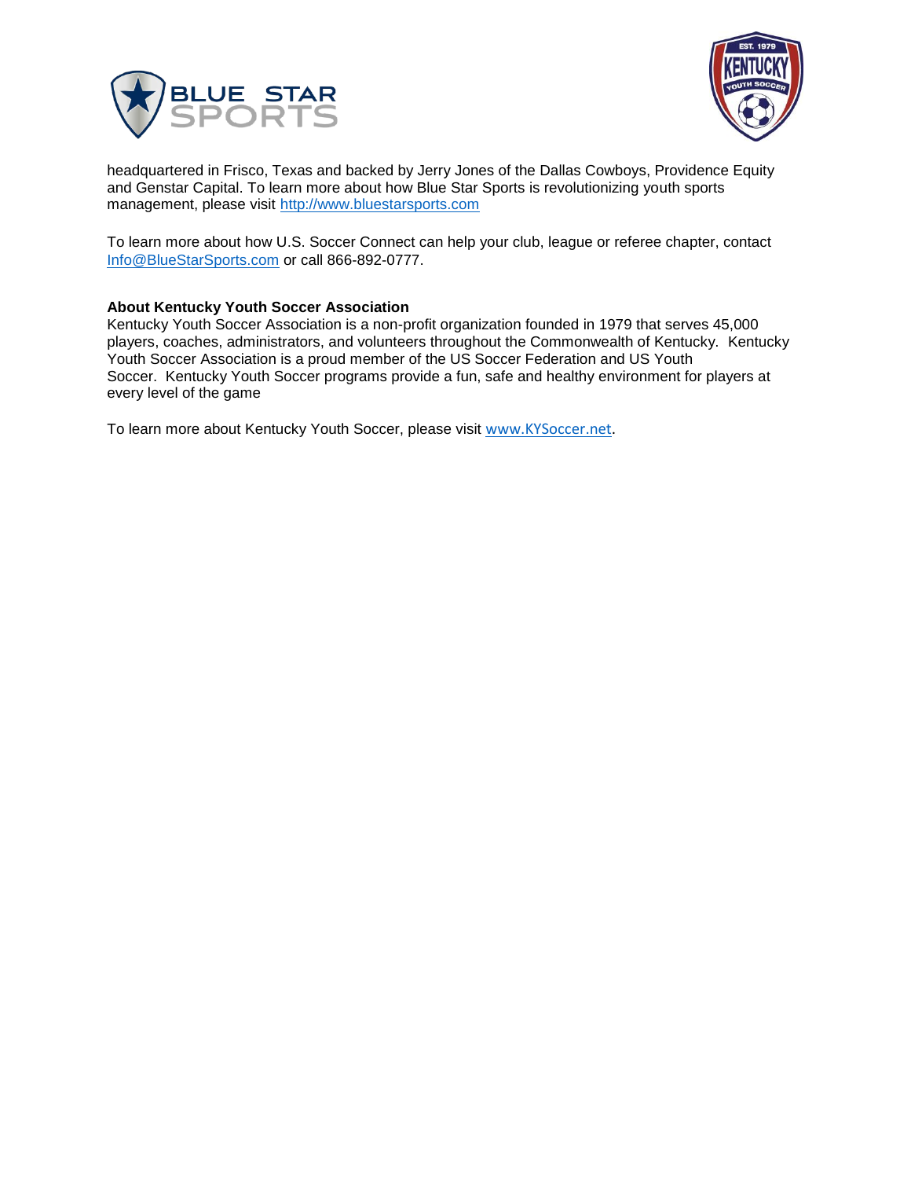headquartered in Frisco, Texas and backed by Jerry Jones of the Dallas Cowboys, Providence Equity and Genstar Capital. To learn more about how Blue Star Sports is revolutionizing youth sports management, please visit http://www.bluestarsports.com

To learn more about how U.S. Soccer Connect can help your club, league or referee chapter, contact Info@BlueStarSports.com or call 866-892-0777.

**About Kentucky Youth Soccer Association**

Kentucky Youth Soccer Association is a non-profit organization founded in 1979 that serves 45,000 players, coaches, administrators, and volunteers throughout the Commonwealth of Kentucky. Kentucky Youth Soccer Association is a proud member of the US Soccer Federation and US Youth Soccer. Kentucky Youth Soccer programs provide a fun, safe and healthy environment for players at every level of the game

To learn more about Kentucky Youth Soccer, please visit www.KYSoccer.net.